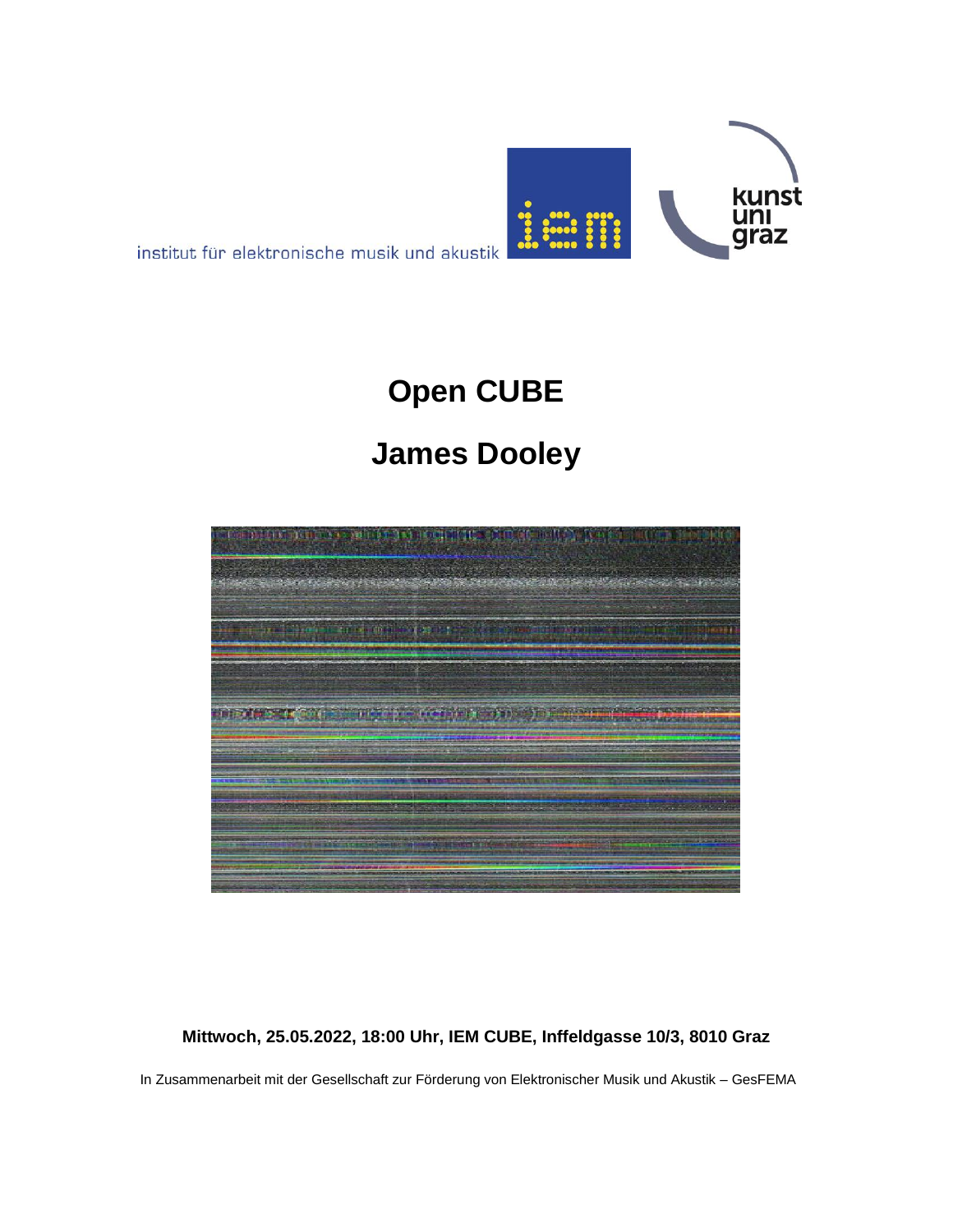institut für elektronische musik und akustik

# Open CUBE

# James Dooley

**Mittwoch, 25.05.2022, 18:00 Uhr, IEM CUBE, Inffeldgasse 10/3, 8010 Graz**

In Zusammenarbeit mit der Gesellschaft zur Förderung von Elektronischer Musik und Akustik – GesFEMA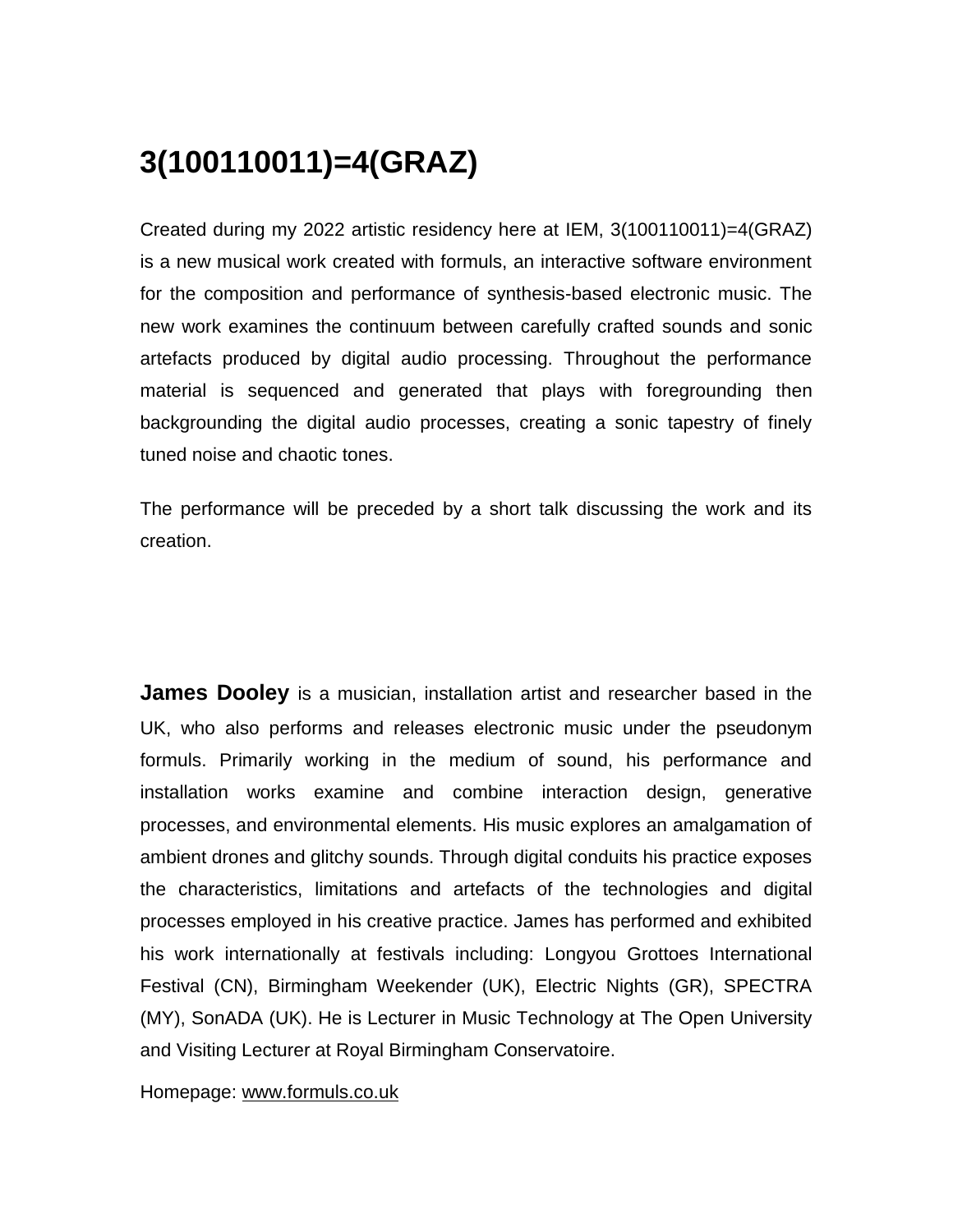# 3(100110011)=4(GRAZ)

Created during my 2022 artistic residency here at IEM, 3(100110011)=4(GRAZ) is a new musical work created with formuls, an interactive software environment for the composition and performance of synthesis-based electronic music. The new work examines the continuum between carefully crafted sounds and sonic artefacts produced by digital audio processing. Throughout the performance material is sequenced and generated that plays with foregrounding then backgrounding the digital audio processes, creating a sonic tapestry of finely tuned noise and chaotic tones.

The performance will be preceded by a short talk discussing the work and its creation.

**James Dooley** is a musician, installation artist and researcher based in the UK, who also performs and releases electronic music under the pseudonym formuls. Primarily working in the medium of sound, his performance and installation works examine and combine interaction design, generative processes, and environmental elements. His music explores an amalgamation of ambient drones and glitchy sounds. Through digital conduits his practice exposes the characteristics, limitations and artefacts of the technologies and digital processes employed in his creative practice. James has performed and exhibited his work internationally at festivals including: Longyou Grottoes International Festival (CN), Birmingham Weekender (UK), Electric Nights (GR), SPECTRA (MY), SonADA (UK). He is Lecturer in Music Technology at The Open University and Visiting Lecturer at Royal Birmingham Conservatoire.

Homepage: www.formuls.co.uk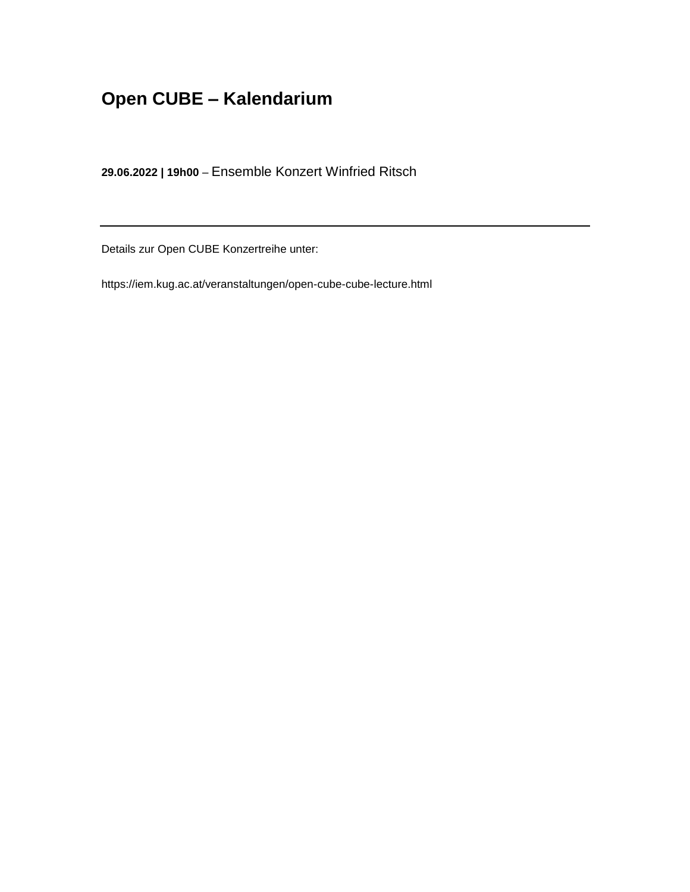# Open CUBE – Kalendarium

**29.06.2022 | 19h00** – Ensemble Konzert Winfried Ritsch

---

Details zur Open CUBE Konzertreihe unter:

https://iem.kug.ac.at/veranstaltungen/open-cube-cube-lecture.html